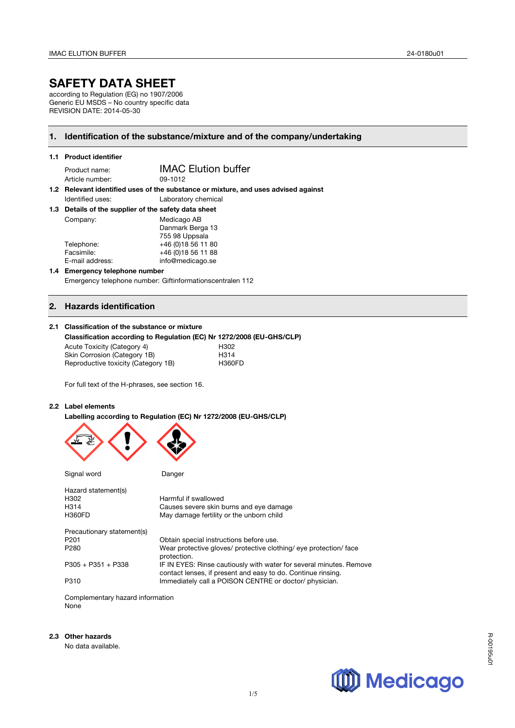# SAFETY DATA SHEET

according to Regulation (EG) no 1907/2006
Generic EU MSDS – No country specific data
REVISION DATE: 2014-05-30

## 1. Identification of the substance/mixture and of the company/undertaking

### 1.1 Product identifier

| | |
|---|---|
| Product name: | IMAC Elution buffer |
| Article number: | 09-1012 |

### 1.2 Relevant identified uses of the substance or mixture, and uses advised against

| | |
|---|---|
| Identified uses: | Laboratory chemical |

### 1.3 Details of the supplier of the safety data sheet

| | |
|---|---|
| Company: | Medicago AB<br>Danmark Berga 13<br>755 98 Uppsala |
| Telephone: | +46 (0)18 56 11 80 |
| Facsimile: | +46 (0)18 56 11 88 |
| E-mail address: | info@medicago.se |

### 1.4 Emergency telephone number

Emergency telephone number: Giftinformationscentralen 112

## 2. Hazards identification

### 2.1 Classification of the substance or mixture

**Classification according to Regulation (EC) Nr 1272/2008 (EU-GHS/CLP)**

| | |
|---|---|
| Acute Toxicity (Category 4) | H302 |
| Skin Corrosion (Category 1B) | H314 |
| Reproductive toxicity (Category 1B) | H360FD |

For full text of the H-phrases, see section 16.

### 2.2 Label elements

**Labelling according to Regulation (EC) Nr 1272/2008 (EU-GHS/CLP)**

| | |
|---|---|
| Signal word | Danger |

Hazard statement(s)

| | |
|---|---|
| H302 | Harmful if swallowed |
| H314 | Causes severe skin burns and eye damage |
| H360FD | May damage fertility or the unborn child |

Precautionary statement(s)

| | |
|---|---|
| P201 | Obtain special instructions before use. |
| P280 | Wear protective gloves/ protective clothing/ eye protection/ face protection. |
| P305 + P351 + P338 | IF IN EYES: Rinse cautiously with water for several minutes. Remove contact lenses, if present and easy to do. Continue rinsing. |
| P310 | Immediately call a POISON CENTRE or doctor/ physician. |

Complementary hazard information
None

### 2.3 Other hazards

No data available.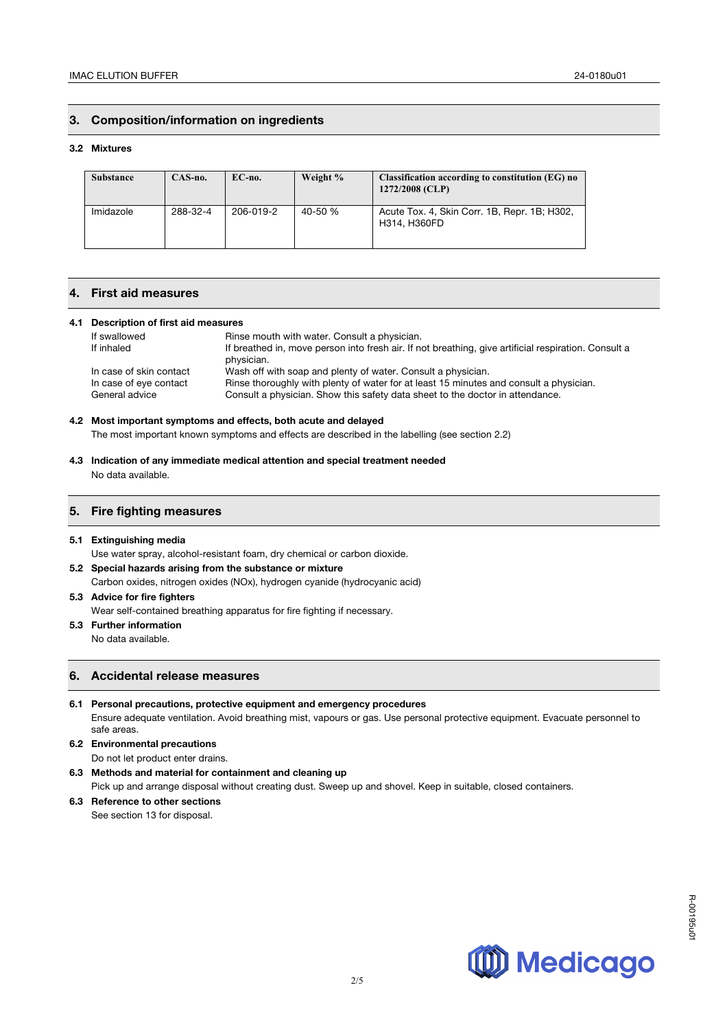## 3. Composition/information on ingredients

### 3.2 Mixtures

| Substance | CAS-no. | EC-no. | Weight % | Classification according to constitution (EG) no 1272/2008 (CLP) |
|---|---|---|---|---|
| Imidazole | 288-32-4 | 206-019-2 | 40-50 % | Acute Tox. 4, Skin Corr. 1B, Repr. 1B; H302, H314, H360FD |

## 4. First aid measures

### 4.1 Description of first aid measures

| | |
|---|---|
| If swallowed | Rinse mouth with water. Consult a physician. |
| If inhaled | If breathed in, move person into fresh air. If not breathing, give artificial respiration. Consult a physician. |
| In case of skin contact | Wash off with soap and plenty of water. Consult a physician. |
| In case of eye contact | Rinse thoroughly with plenty of water for at least 15 minutes and consult a physician. |
| General advice | Consult a physician. Show this safety data sheet to the doctor in attendance. |

### 4.2 Most important symptoms and effects, both acute and delayed

The most important known symptoms and effects are described in the labelling (see section 2.2)

### 4.3 Indication of any immediate medical attention and special treatment needed

No data available.

## 5. Fire fighting measures

### 5.1 Extinguishing media

Use water spray, alcohol-resistant foam, dry chemical or carbon dioxide.

### 5.2 Special hazards arising from the substance or mixture

Carbon oxides, nitrogen oxides (NOx), hydrogen cyanide (hydrocyanic acid)

### 5.3 Advice for fire fighters

Wear self-contained breathing apparatus for fire fighting if necessary.

### 5.3 Further information

No data available.

## 6. Accidental release measures

### 6.1 Personal precautions, protective equipment and emergency procedures

Ensure adequate ventilation. Avoid breathing mist, vapours or gas. Use personal protective equipment. Evacuate personnel to safe areas.

### 6.2 Environmental precautions

Do not let product enter drains.

### 6.3 Methods and material for containment and cleaning up

Pick up and arrange disposal without creating dust. Sweep up and shovel. Keep in suitable, closed containers.

### 6.3 Reference to other sections

See section 13 for disposal.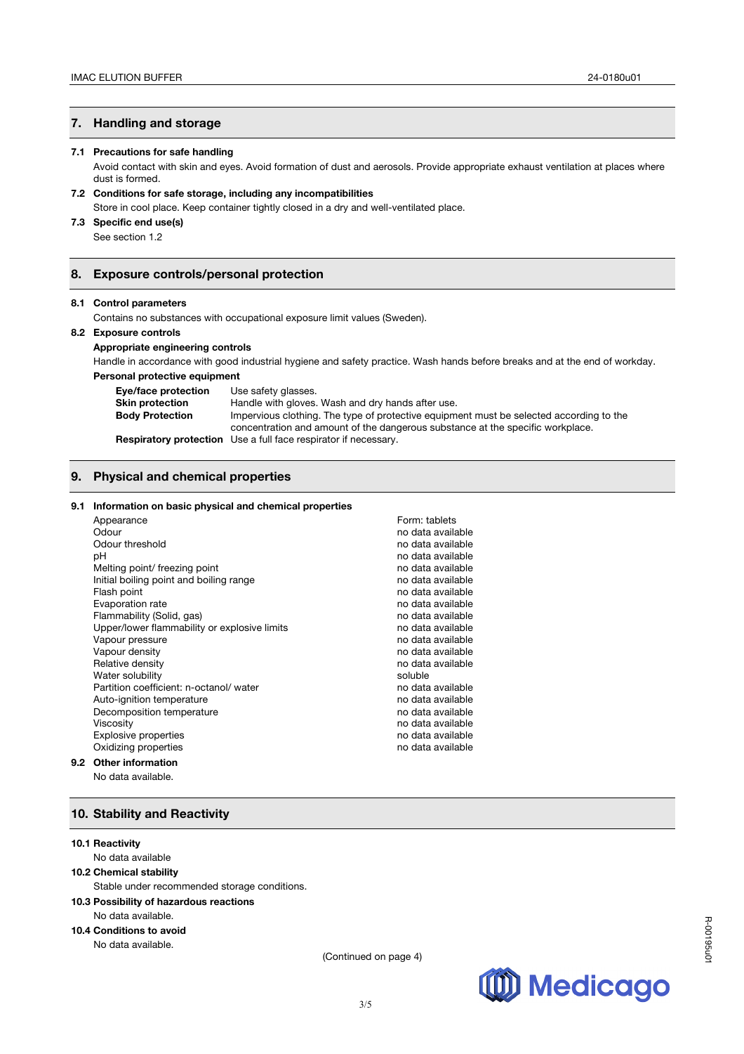## 7. Handling and storage

### 7.1 Precautions for safe handling

Avoid contact with skin and eyes. Avoid formation of dust and aerosols. Provide appropriate exhaust ventilation at places where dust is formed.

### 7.2 Conditions for safe storage, including any incompatibilities

Store in cool place. Keep container tightly closed in a dry and well-ventilated place.

### 7.3 Specific end use(s)

See section 1.2

## 8. Exposure controls/personal protection

### 8.1 Control parameters

Contains no substances with occupational exposure limit values (Sweden).

### 8.2 Exposure controls

**Appropriate engineering controls**

Handle in accordance with good industrial hygiene and safety practice. Wash hands before breaks and at the end of workday.

**Personal protective equipment**

| | |
|---|---|
| **Eye/face protection** | Use safety glasses. |
| **Skin protection** | Handle with gloves. Wash and dry hands after use. |
| **Body Protection** | Impervious clothing. The type of protective equipment must be selected according to the concentration and amount of the dangerous substance at the specific workplace. |
| **Respiratory protection** | Use a full face respirator if necessary. |

## 9. Physical and chemical properties

### 9.1 Information on basic physical and chemical properties

| | |
|---|---|
| Appearance | Form: tablets |
| Odour | no data available |
| Odour threshold | no data available |
| pH | no data available |
| Melting point/ freezing point | no data available |
| Initial boiling point and boiling range | no data available |
| Flash point | no data available |
| Evaporation rate | no data available |
| Flammability (Solid, gas) | no data available |
| Upper/lower flammability or explosive limits | no data available |
| Vapour pressure | no data available |
| Vapour density | no data available |
| Relative density | no data available |
| Water solubility | soluble |
| Partition coefficient: n-octanol/ water | no data available |
| Auto-ignition temperature | no data available |
| Decomposition temperature | no data available |
| Viscosity | no data available |
| Explosive properties | no data available |
| Oxidizing properties | no data available |

### 9.2 Other information

No data available.

## 10. Stability and Reactivity

### 10.1 Reactivity

No data available

### 10.2 Chemical stability

Stable under recommended storage conditions.

### 10.3 Possibility of hazardous reactions

No data available.

### 10.4 Conditions to avoid

No data available.

(Continued on page 4)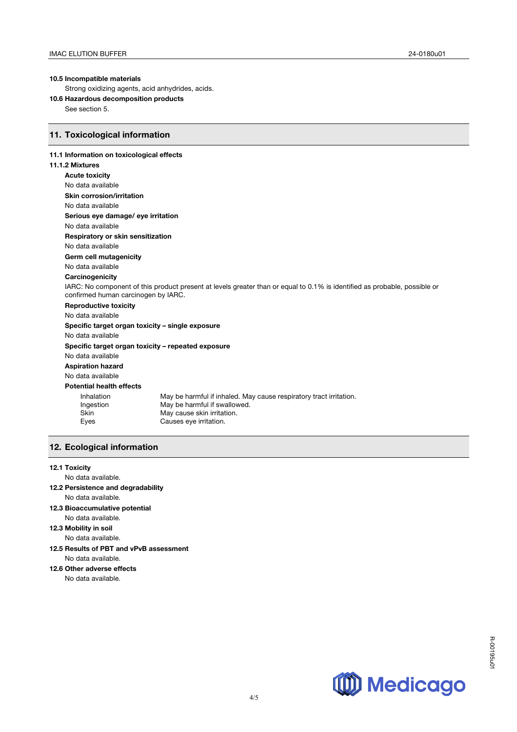**10.5 Incompatible materials**

Strong oxidizing agents, acid anhydrides, acids.

**10.6 Hazardous decomposition products**

See section 5.

## 11. Toxicological information

**11.1 Information on toxicological effects**

**11.1.2 Mixtures**

**Acute toxicity**

No data available

**Skin corrosion/irritation**

No data available

**Serious eye damage/ eye irritation**

No data available

**Respiratory or skin sensitization**

No data available

**Germ cell mutagenicity**

No data available

**Carcinogenicity**

IARC: No component of this product present at levels greater than or equal to 0.1% is identified as probable, possible or confirmed human carcinogen by IARC.

**Reproductive toxicity**

No data available

**Specific target organ toxicity – single exposure**

No data available

**Specific target organ toxicity – repeated exposure**

No data available

**Aspiration hazard**

No data available

**Potential health effects**

| | |
|---|---|
| Inhalation | May be harmful if inhaled. May cause respiratory tract irritation. |
| Ingestion | May be harmful if swallowed. |
| Skin | May cause skin irritation. |
| Eyes | Causes eye irritation. |

## 12. Ecological information

**12.1 Toxicity**

No data available.

**12.2 Persistence and degradability**

No data available.

**12.3 Bioaccumulative potential**

No data available.

**12.3 Mobility in soil**

No data available.

**12.5 Results of PBT and vPvB assessment**

No data available.

**12.6 Other adverse effects**

No data available.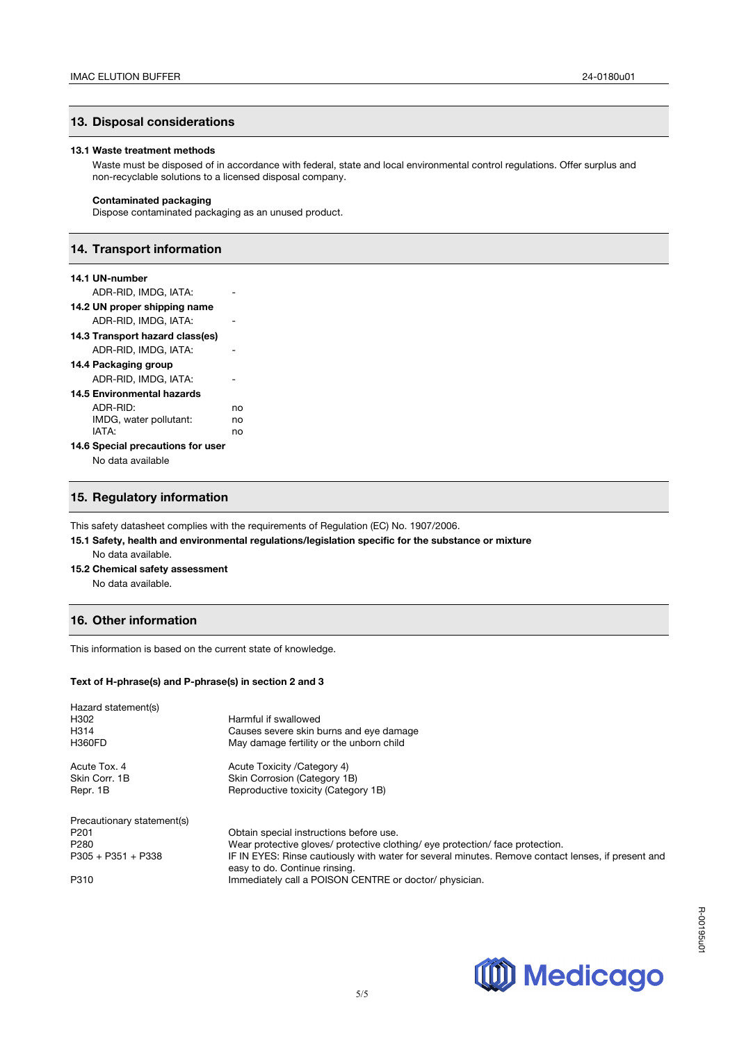## 13. Disposal considerations

### 13.1 Waste treatment methods

Waste must be disposed of in accordance with federal, state and local environmental control regulations. Offer surplus and non-recyclable solutions to a licensed disposal company.

**Contaminated packaging**

Dispose contaminated packaging as an unused product.

## 14. Transport information

**14.1 UN-number**

| | |
|---|---|
| ADR-RID, IMDG, IATA: | - |

**14.2 UN proper shipping name**

| | |
|---|---|
| ADR-RID, IMDG, IATA: | - |

**14.3 Transport hazard class(es)**

| | |
|---|---|
| ADR-RID, IMDG, IATA: | - |

**14.4 Packaging group**

| | |
|---|---|
| ADR-RID, IMDG, IATA: | - |

**14.5 Environmental hazards**

| | |
|---|---|
| ADR-RID: | no |
| IMDG, water pollutant: | no |
| IATA: | no |

**14.6 Special precautions for user**

No data available

## 15. Regulatory information

This safety datasheet complies with the requirements of Regulation (EC) No. 1907/2006.

**15.1 Safety, health and environmental regulations/legislation specific for the substance or mixture**

No data available.

**15.2 Chemical safety assessment**

No data available.

## 16. Other information

This information is based on the current state of knowledge.

**Text of H-phrase(s) and P-phrase(s) in section 2 and 3**

| | |
|---|---|
| Hazard statement(s) | |
| H302 | Harmful if swallowed |
| H314 | Causes severe skin burns and eye damage |
| H360FD | May damage fertility or the unborn child |
| Acute Tox. 4 | Acute Toxicity /Category 4) |
| Skin Corr. 1B | Skin Corrosion (Category 1B) |
| Repr. 1B | Reproductive toxicity (Category 1B) |
| Precautionary statement(s) | |
| P201 | Obtain special instructions before use. |
| P280 | Wear protective gloves/ protective clothing/ eye protection/ face protection. |
| P305 + P351 + P338 | IF IN EYES: Rinse cautiously with water for several minutes. Remove contact lenses, if present and easy to do. Continue rinsing. |
| P310 | Immediately call a POISON CENTRE or doctor/ physician. |